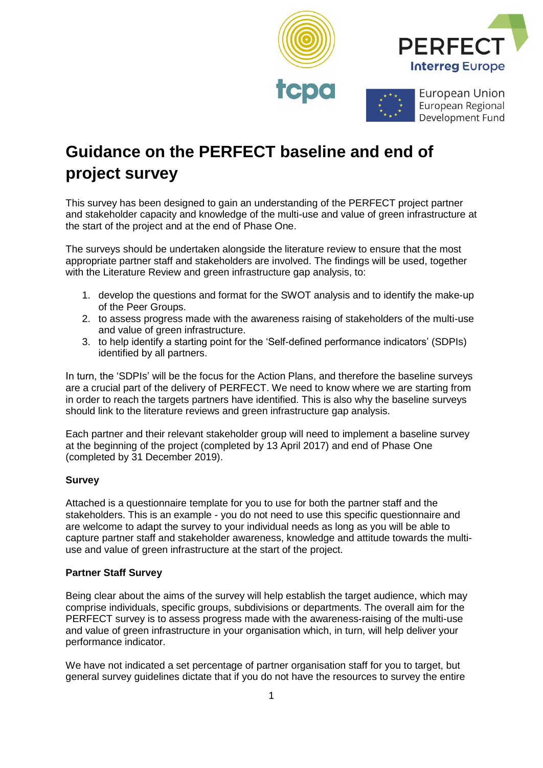# Guidance on the PERFECT baseline and end of project survey

This survey has been designed to gain an understanding of the PERFECT project partner and stakeholder capacity and knowledge of the multi-use and value of green infrastructure at the start of the project and at the end of Phase One.

The surveys should be undertaken alongside the literature review to ensure that the most appropriate partner staff and stakeholders are involved. The findings will be used, together with the Literature Review and green infrastructure gap analysis, to:

1. develop the questions and format for the SWOT analysis and to identify the make-up of the Peer Groups.
2. to assess progress made with the awareness raising of stakeholders of the multi-use and value of green infrastructure.
3. to help identify a starting point for the 'Self-defined performance indicators' (SDPIs) identified by all partners.

In turn, the 'SDPIs' will be the focus for the Action Plans, and therefore the baseline surveys are a crucial part of the delivery of PERFECT. We need to know where we are starting from in order to reach the targets partners have identified. This is also why the baseline surveys should link to the literature reviews and green infrastructure gap analysis.

Each partner and their relevant stakeholder group will need to implement a baseline survey at the beginning of the project (completed by 13 April 2017) and end of Phase One (completed by 31 December 2019).

**Survey**

Attached is a questionnaire template for you to use for both the partner staff and the stakeholders. This is an example - you do not need to use this specific questionnaire and are welcome to adapt the survey to your individual needs as long as you will be able to capture partner staff and stakeholder awareness, knowledge and attitude towards the multi-use and value of green infrastructure at the start of the project.

**Partner Staff Survey**

Being clear about the aims of the survey will help establish the target audience, which may comprise individuals, specific groups, subdivisions or departments. The overall aim for the PERFECT survey is to assess progress made with the awareness-raising of the multi-use and value of green infrastructure in your organisation which, in turn, will help deliver your performance indicator.

We have not indicated a set percentage of partner organisation staff for you to target, but general survey guidelines dictate that if you do not have the resources to survey the entire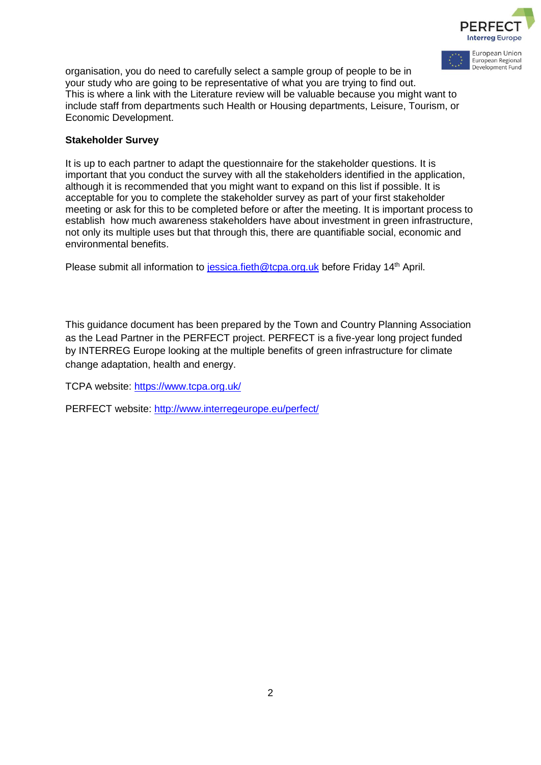organisation, you do need to carefully select a sample group of people to be in your study who are going to be representative of what you are trying to find out. This is where a link with the Literature review will be valuable because you might want to include staff from departments such Health or Housing departments, Leisure, Tourism, or Economic Development.

**Stakeholder Survey**

It is up to each partner to adapt the questionnaire for the stakeholder questions. It is important that you conduct the survey with all the stakeholders identified in the application, although it is recommended that you might want to expand on this list if possible. It is acceptable for you to complete the stakeholder survey as part of your first stakeholder meeting or ask for this to be completed before or after the meeting. It is important process to establish how much awareness stakeholders have about investment in green infrastructure, not only its multiple uses but that through this, there are quantifiable social, economic and environmental benefits.

Please submit all information to [jessica.fieth@tcpa.org.uk](mailto:jessica.fieth@tcpa.org.uk) before Friday 14th April.

This guidance document has been prepared by the Town and Country Planning Association as the Lead Partner in the PERFECT project. PERFECT is a five-year long project funded by INTERREG Europe looking at the multiple benefits of green infrastructure for climate change adaptation, health and energy.

TCPA website: [https://www.tcpa.org.uk/](https://www.tcpa.org.uk/)

PERFECT website: [http://www.interregeurope.eu/perfect/](http://www.interregeurope.eu/perfect/)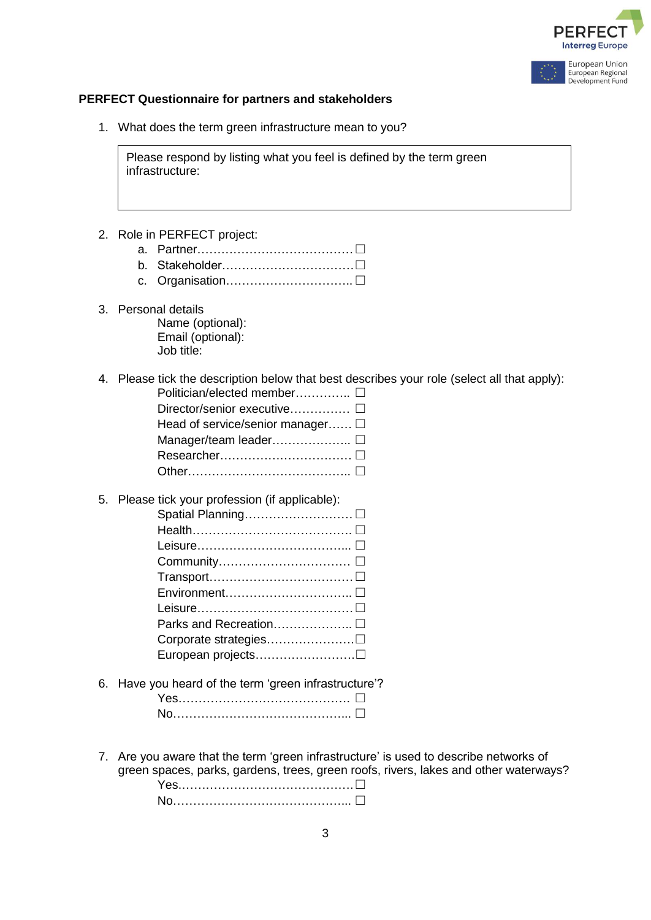**PERFECT Questionnaire for partners and stakeholders**

1. What does the term green infrastructure mean to you?

| Please respond by listing what you feel is defined by the term green infrastructure: |
|---|

2. Role in PERFECT project:
   a. Partner………………………………… ☐
   b. Stakeholder…………………………… ☐
   c. Organisation………………………….. ☐

3. Personal details
   Name (optional):
   Email (optional):
   Job title:

4. Please tick the description below that best describes your role (select all that apply):
   Politician/elected member………….. ☐
   Director/senior executive…………… ☐
   Head of service/senior manager…… ☐
   Manager/team leader……………….. ☐
   Researcher…………………………… ☐
   Other………………………………….. ☐

5. Please tick your profession (if applicable):
   Spatial Planning……………………… ☐
   Health………………………………… ☐
   Leisure……………………………….. ☐
   Community…………………………… ☐
   Transport……………………………… ☐
   Environment………………………….. ☐
   Leisure………………………………… ☐
   Parks and Recreation……………….. ☐
   Corporate strategies…………………. ☐
   European projects……………………. ☐

6. Have you heard of the term 'green infrastructure'?
   Yes……………………………………. ☐
   No…………………………………….. ☐

7. Are you aware that the term 'green infrastructure' is used to describe networks of green spaces, parks, gardens, trees, green roofs, rivers, lakes and other waterways?
   Yes……………………………………. ☐
   No…………………………………….. ☐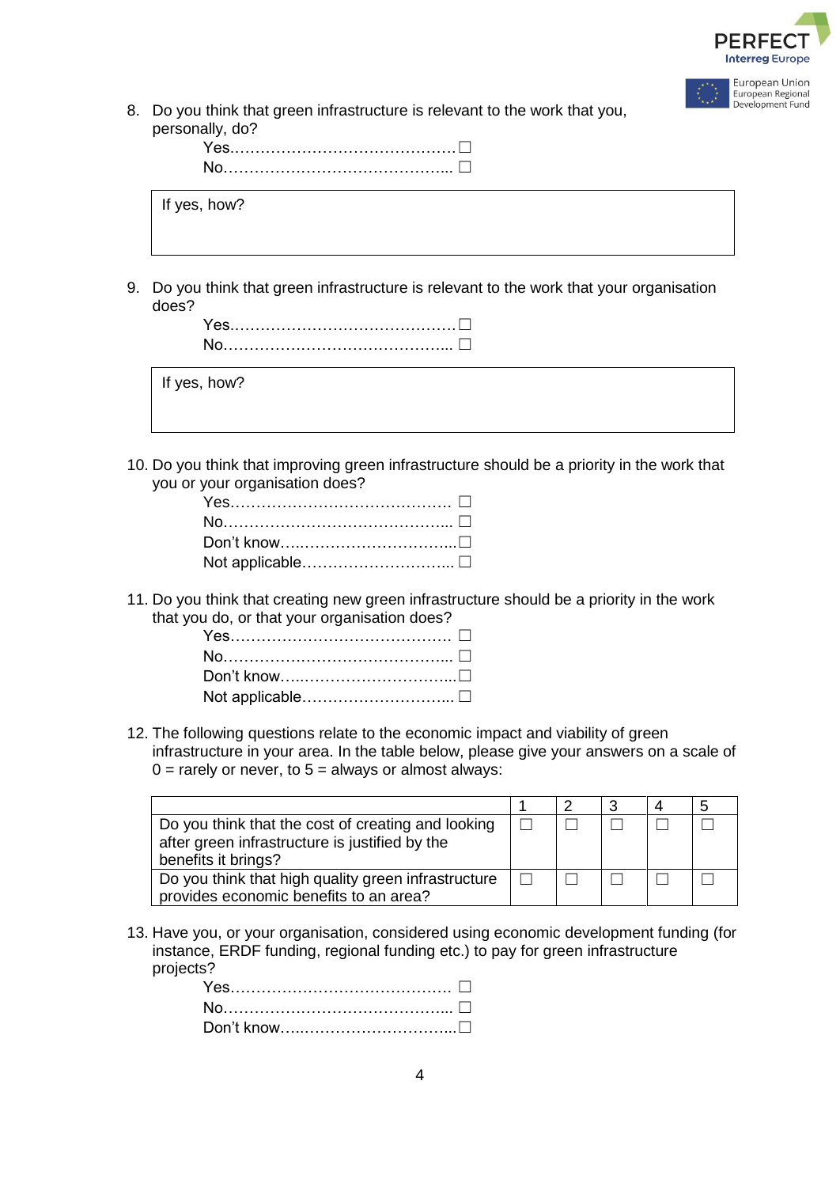8. Do you think that green infrastructure is relevant to the work that you, personally, do?

   Yes.…………………………………… ☐
   No……………………………………... ☐

| If yes, how? |
|---|
| |

9. Do you think that green infrastructure is relevant to the work that your organisation does?

   Yes.…………………………………… ☐
   No……………………………………... ☐

| If yes, how? |
|---|
| |

10. Do you think that improving green infrastructure should be a priority in the work that you or your organisation does?

    Yes…………………………………… ☐
    No……………………………………... ☐
    Don't know…..…………………………..☐
    Not applicable………………………... ☐

11. Do you think that creating new green infrastructure should be a priority in the work that you do, or that your organisation does?

    Yes…………………………………… ☐
    No……………………………………... ☐
    Don't know…..…………………………..☐
    Not applicable………………………... ☐

12. The following questions relate to the economic impact and viability of green infrastructure in your area. In the table below, please give your answers on a scale of 0 = rarely or never, to 5 = always or almost always:

| | 1 | 2 | 3 | 4 | 5 |
|---|---|---|---|---|---|
| Do you think that the cost of creating and looking after green infrastructure is justified by the benefits it brings? | ☐ | ☐ | ☐ | ☐ | ☐ |
| Do you think that high quality green infrastructure provides economic benefits to an area? | ☐ | ☐ | ☐ | ☐ | ☐ |

13. Have you, or your organisation, considered using economic development funding (for instance, ERDF funding, regional funding etc.) to pay for green infrastructure projects?

    Yes…………………………………… ☐
    No……………………………………... ☐
    Don't know…..…………………………..☐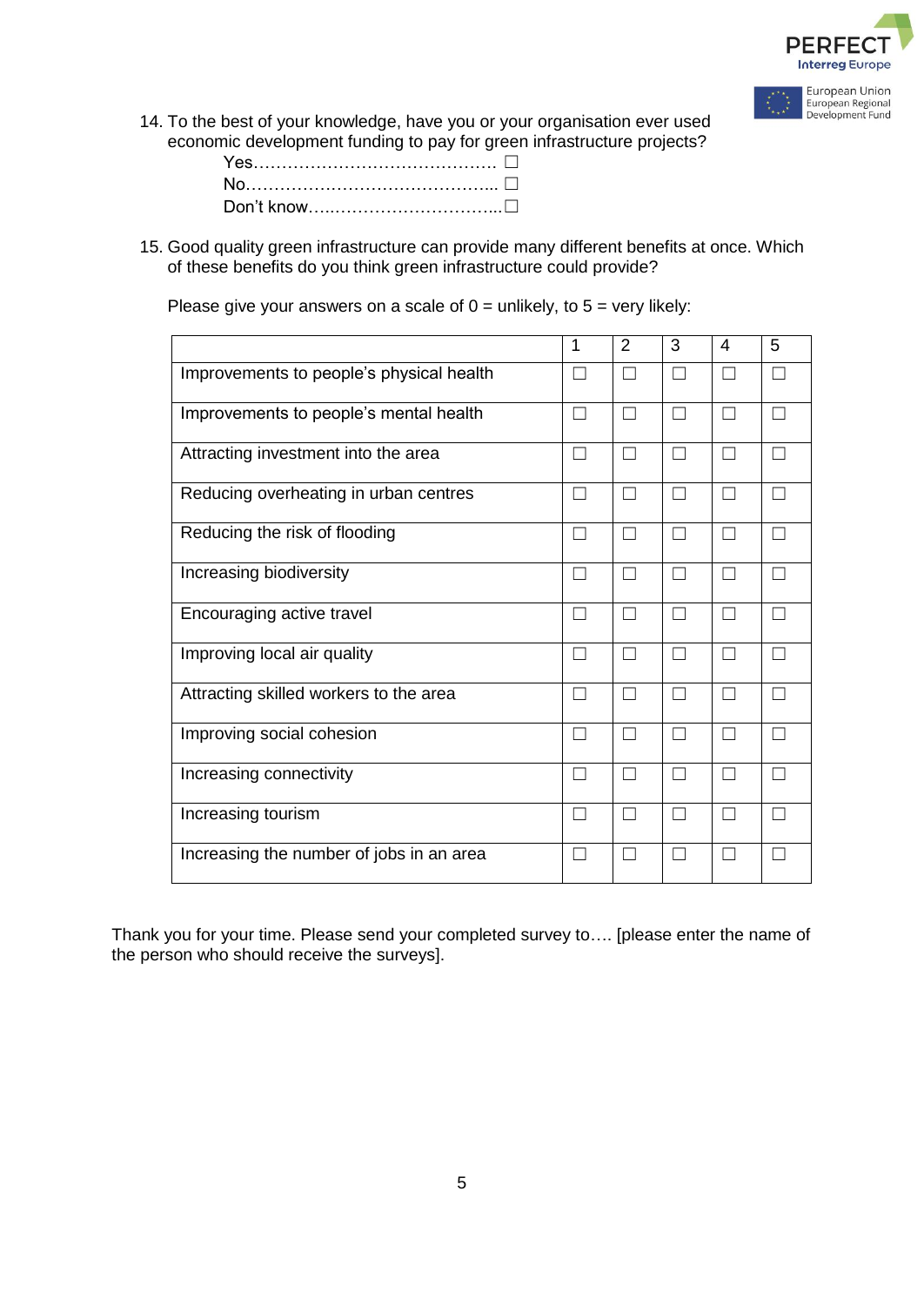14. To the best of your knowledge, have you or your organisation ever used economic development funding to pay for green infrastructure projects?
    - Yes……………………………………. ☐
    - No……………………………………... ☐
    - Don't know…..…………………………...☐

15. Good quality green infrastructure can provide many different benefits at once. Which of these benefits do you think green infrastructure could provide?

    Please give your answers on a scale of 0 = unlikely, to 5 = very likely:

| | 1 | 2 | 3 | 4 | 5 |
|---|---|---|---|---|---|
| Improvements to people's physical health | ☐ | ☐ | ☐ | ☐ | ☐ |
| Improvements to people's mental health | ☐ | ☐ | ☐ | ☐ | ☐ |
| Attracting investment into the area | ☐ | ☐ | ☐ | ☐ | ☐ |
| Reducing overheating in urban centres | ☐ | ☐ | ☐ | ☐ | ☐ |
| Reducing the risk of flooding | ☐ | ☐ | ☐ | ☐ | ☐ |
| Increasing biodiversity | ☐ | ☐ | ☐ | ☐ | ☐ |
| Encouraging active travel | ☐ | ☐ | ☐ | ☐ | ☐ |
| Improving local air quality | ☐ | ☐ | ☐ | ☐ | ☐ |
| Attracting skilled workers to the area | ☐ | ☐ | ☐ | ☐ | ☐ |
| Improving social cohesion | ☐ | ☐ | ☐ | ☐ | ☐ |
| Increasing connectivity | ☐ | ☐ | ☐ | ☐ | ☐ |
| Increasing tourism | ☐ | ☐ | ☐ | ☐ | ☐ |
| Increasing the number of jobs in an area | ☐ | ☐ | ☐ | ☐ | ☐ |

Thank you for your time. Please send your completed survey to…. [please enter the name of the person who should receive the surveys].